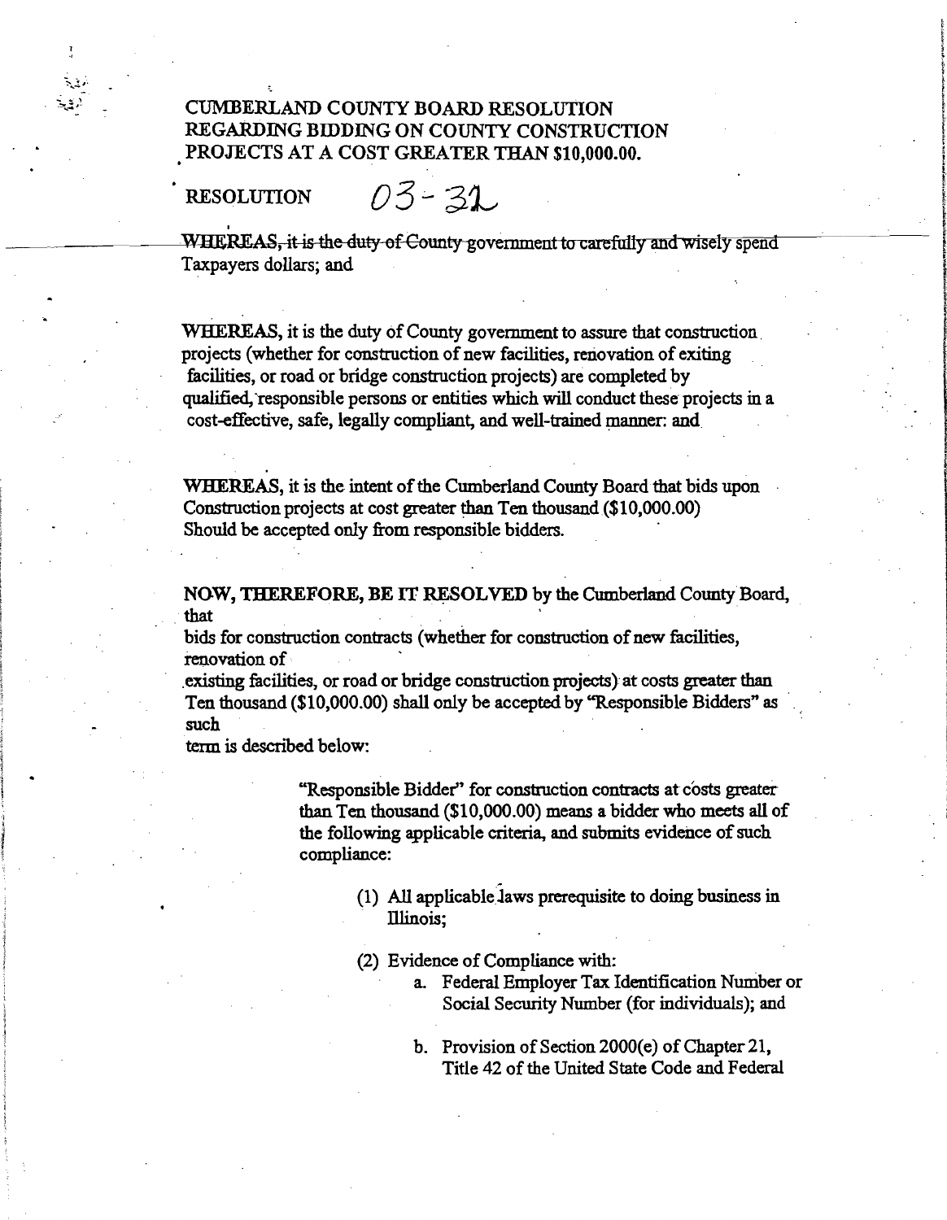# CUMBERLAND COUNTY BOARD RESOLUTION REGARDING BIDDING ON COUNTY CONSTRUCTION PROJECTS AT A COST GREATER THAN $10,000.00.

RESOLUTION 03-32

**WHEREAS,** it is the duty of County government to carefully and wisely spend Taxpayers dollars; and

**WHEREAS,** it is the duty of County government to assure that construction projects (whether for construction of new facilities, renovation of exiting facilities, or road or bridge construction projects) are completed by qualified, responsible persons or entities which will conduct these projects in a cost-effective, safe, legally compliant, and well-trained manner: and

**WHEREAS,** it is the intent of the Cumberland County Board that bids upon Construction projects at cost greater than Ten thousand ($10,000.00) Should be accepted only from responsible bidders.

**NOW, THEREFORE, BE IT RESOLVED** by the Cumberland County Board, that
bids for construction contracts (whether for construction of new facilities, renovation of
existing facilities, or road or bridge construction projects) at costs greater than Ten thousand ($10,000.00) shall only be accepted by "Responsible Bidders" as such
term is described below:

> "Responsible Bidder" for construction contracts at costs greater than Ten thousand ($10,000.00) means a bidder who meets all of the following applicable criteria, and submits evidence of such compliance:
>
> (1) All applicable laws prerequisite to doing business in Illinois;
>
> (2) Evidence of Compliance with:
>
> a. Federal Employer Tax Identification Number or Social Security Number (for individuals); and
>
> b. Provision of Section 2000(e) of Chapter 21, Title 42 of the United State Code and Federal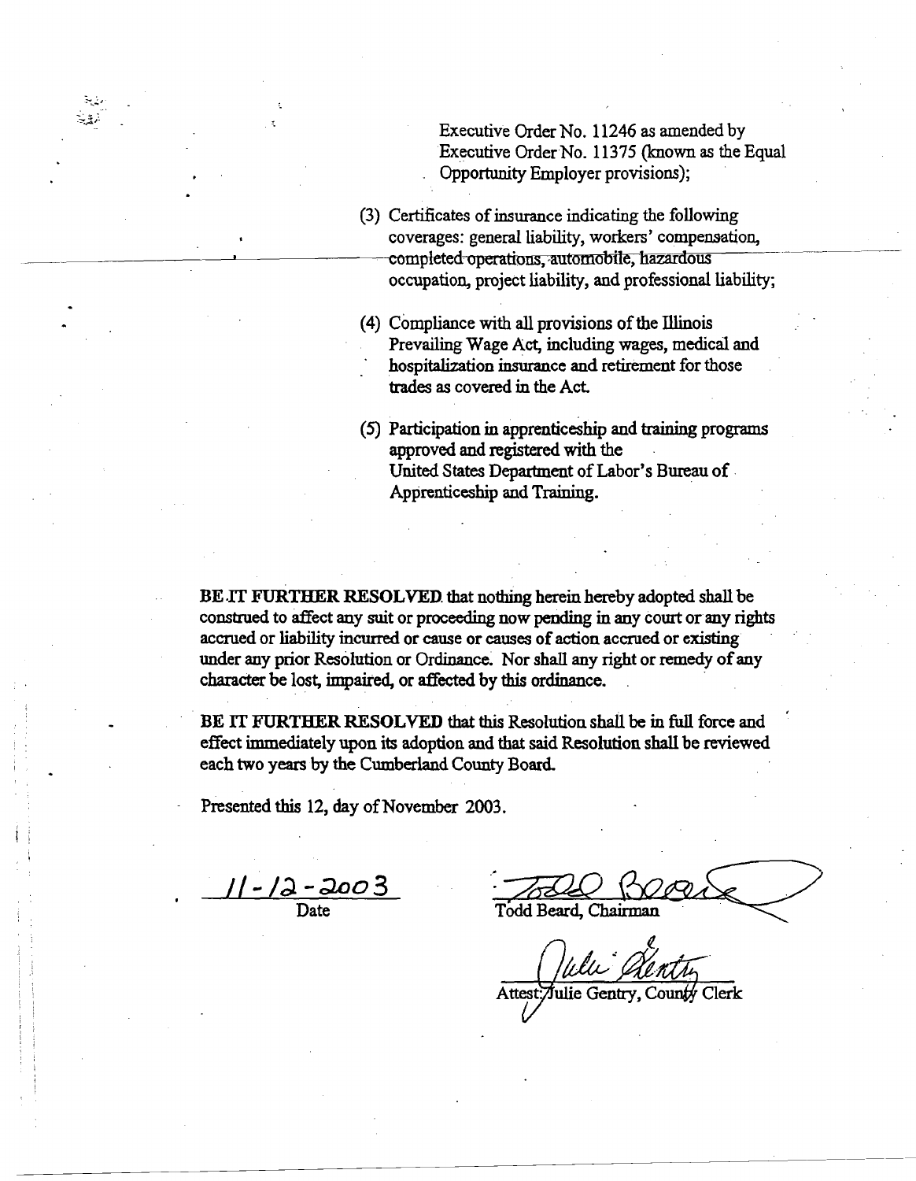Executive Order No. 11246 as amended by Executive Order No. 11375 (known as the Equal Opportunity Employer provisions);

(3) Certificates of insurance indicating the following coverages: general liability, workers' compensation, completed operations, automobile, hazardous occupation, project liability, and professional liability;

(4) Compliance with all provisions of the Illinois Prevailing Wage Act, including wages, medical and hospitalization insurance and retirement for those trades as covered in the Act.

(5) Participation in apprenticeship and training programs approved and registered with the United States Department of Labor's Bureau of Apprenticeship and Training.

**BE IT FURTHER RESOLVED** that nothing herein hereby adopted shall be construed to affect any suit or proceeding now pending in any court or any rights accrued or liability incurred or cause or causes of action accrued or existing under any prior Resolution or Ordinance. Nor shall any right or remedy of any character be lost, impaired, or affected by this ordinance.

**BE IT FURTHER RESOLVED** that this Resolution shall be in full force and effect immediately upon its adoption and that said Resolution shall be reviewed each two years by the Cumberland County Board.

Presented this 12, day of November 2003.

11-12-2003
Date

Todd Beard, Chairman

Attest: Julie Gentry, County Clerk